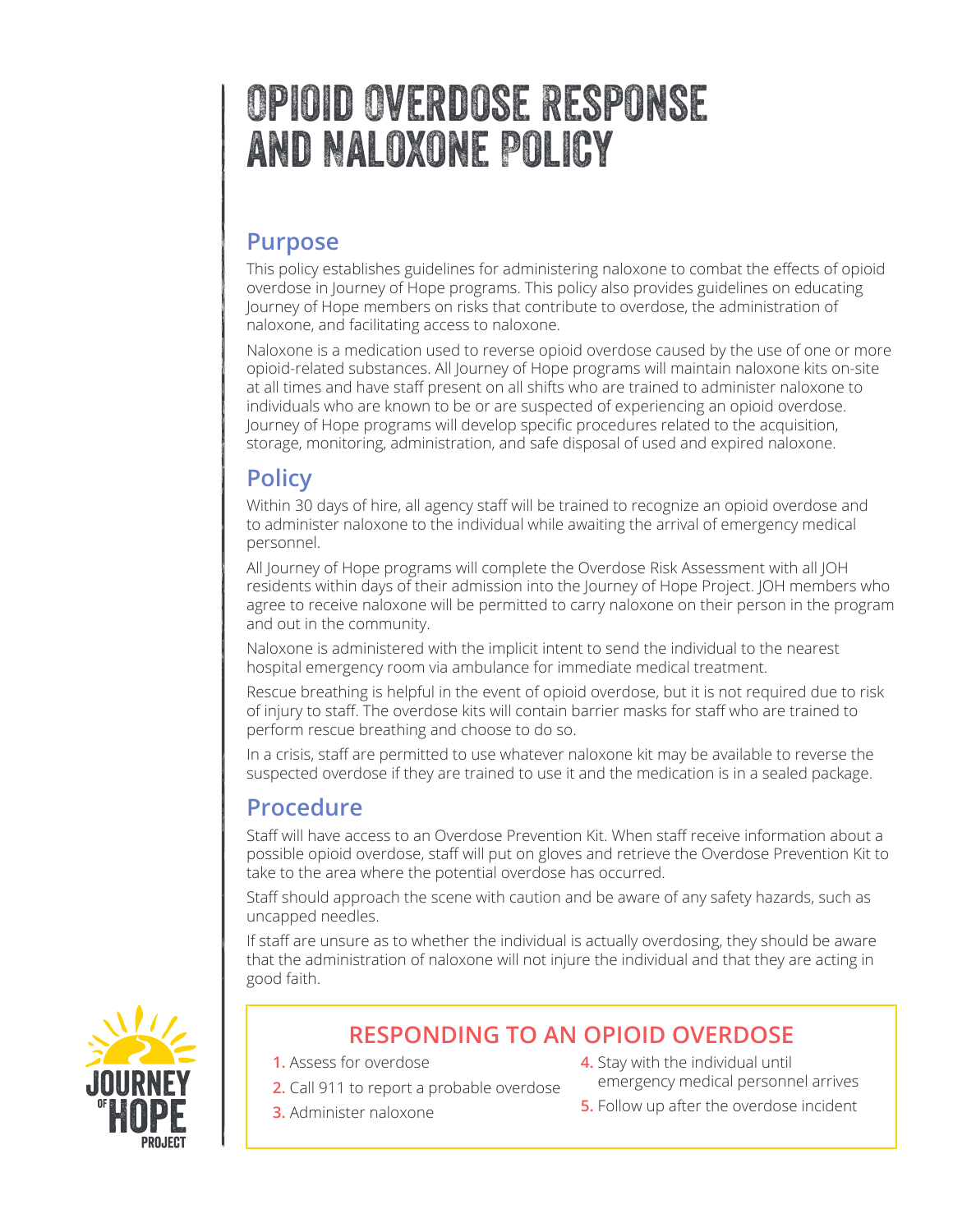# OPIOID OVERDOSE RESPONSE AND NALOXONE POLICY

## Purpose

This policy establishes guidelines for administering naloxone to combat the effects of opioid overdose in Journey of Hope programs. This policy also provides guidelines on educating Journey of Hope members on risks that contribute to overdose, the administration of naloxone, and facilitating access to naloxone.

Naloxone is a medication used to reverse opioid overdose caused by the use of one or more opioid-related substances. All Journey of Hope programs will maintain naloxone kits on-site at all times and have staff present on all shifts who are trained to administer naloxone to individuals who are known to be or are suspected of experiencing an opioid overdose. Journey of Hope programs will develop specific procedures related to the acquisition, storage, monitoring, administration, and safe disposal of used and expired naloxone.

## Policy

Within 30 days of hire, all agency staff will be trained to recognize an opioid overdose and to administer naloxone to the individual while awaiting the arrival of emergency medical personnel.

All Journey of Hope programs will complete the Overdose Risk Assessment with all JOH residents within days of their admission into the Journey of Hope Project. JOH members who agree to receive naloxone will be permitted to carry naloxone on their person in the program and out in the community.

Naloxone is administered with the implicit intent to send the individual to the nearest hospital emergency room via ambulance for immediate medical treatment.

Rescue breathing is helpful in the event of opioid overdose, but it is not required due to risk of injury to staff. The overdose kits will contain barrier masks for staff who are trained to perform rescue breathing and choose to do so.

In a crisis, staff are permitted to use whatever naloxone kit may be available to reverse the suspected overdose if they are trained to use it and the medication is in a sealed package.

## Procedure

Staff will have access to an Overdose Prevention Kit. When staff receive information about a possible opioid overdose, staff will put on gloves and retrieve the Overdose Prevention Kit to take to the area where the potential overdose has occurred.

Staff should approach the scene with caution and be aware of any safety hazards, such as uncapped needles.

If staff are unsure as to whether the individual is actually overdosing, they should be aware that the administration of naloxone will not injure the individual and that they are acting in good faith.

### RESPONDING TO AN OPIOID OVERDOSE

1. Assess for overdose
2. Call 911 to report a probable overdose
3. Administer naloxone
4. Stay with the individual until emergency medical personnel arrives
5. Follow up after the overdose incident

JOURNEY OF HOPE PROJECT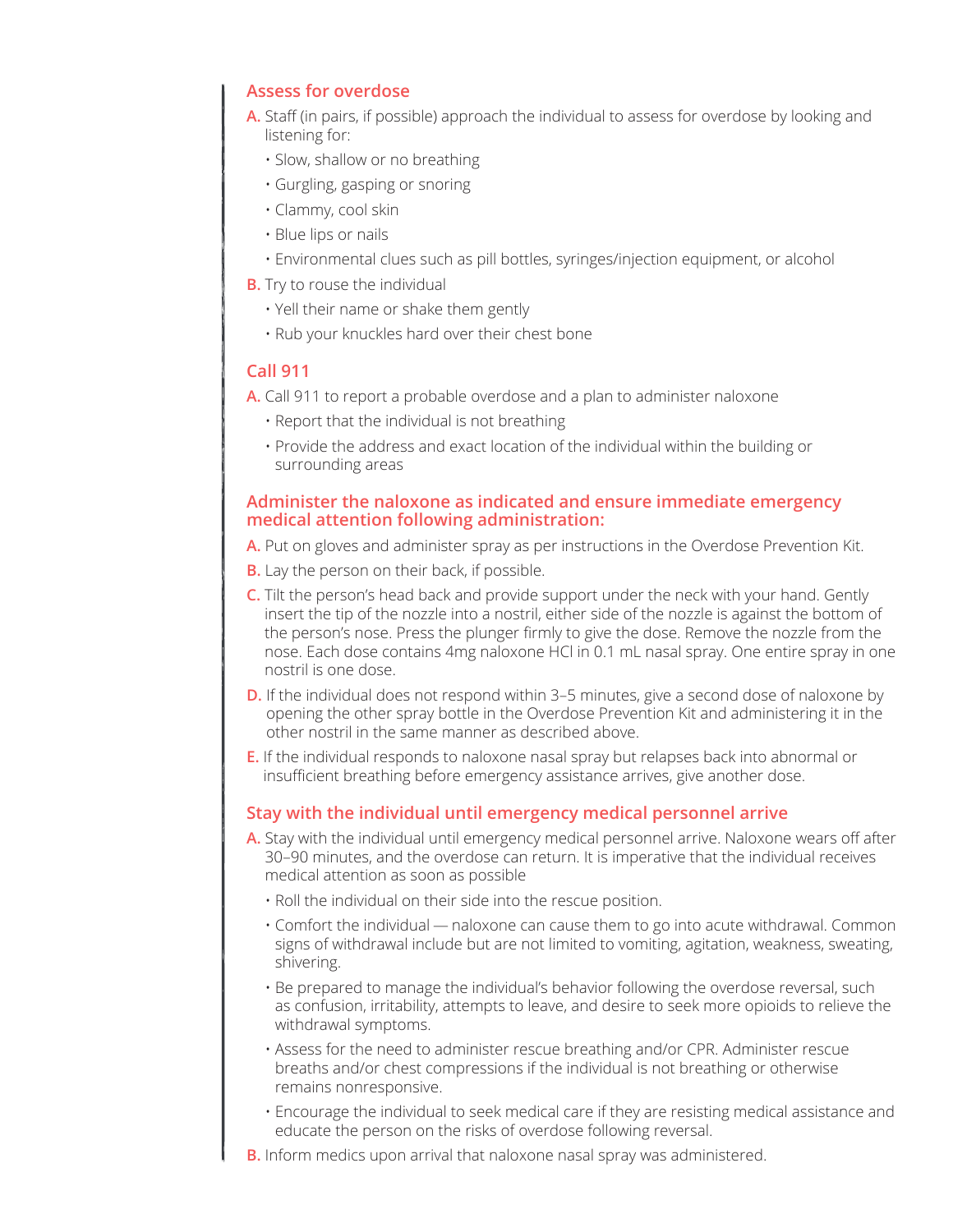## Assess for overdose

**A.** Staff (in pairs, if possible) approach the individual to assess for overdose by looking and listening for:

- Slow, shallow or no breathing
- Gurgling, gasping or snoring
- Clammy, cool skin
- Blue lips or nails
- Environmental clues such as pill bottles, syringes/injection equipment, or alcohol

**B.** Try to rouse the individual

- Yell their name or shake them gently
- Rub your knuckles hard over their chest bone

## Call 911

**A.** Call 911 to report a probable overdose and a plan to administer naloxone

- Report that the individual is not breathing
- Provide the address and exact location of the individual within the building or surrounding areas

## Administer the naloxone as indicated and ensure immediate emergency medical attention following administration:

**A.** Put on gloves and administer spray as per instructions in the Overdose Prevention Kit.

**B.** Lay the person on their back, if possible.

**C.** Tilt the person's head back and provide support under the neck with your hand. Gently insert the tip of the nozzle into a nostril, either side of the nozzle is against the bottom of the person's nose. Press the plunger firmly to give the dose. Remove the nozzle from the nose. Each dose contains 4mg naloxone HCl in 0.1 mL nasal spray. One entire spray in one nostril is one dose.

**D.** If the individual does not respond within 3–5 minutes, give a second dose of naloxone by opening the other spray bottle in the Overdose Prevention Kit and administering it in the other nostril in the same manner as described above.

**E.** If the individual responds to naloxone nasal spray but relapses back into abnormal or insufficient breathing before emergency assistance arrives, give another dose.

## Stay with the individual until emergency medical personnel arrive

**A.** Stay with the individual until emergency medical personnel arrive. Naloxone wears off after 30–90 minutes, and the overdose can return. It is imperative that the individual receives medical attention as soon as possible

- Roll the individual on their side into the rescue position.
- Comfort the individual — naloxone can cause them to go into acute withdrawal. Common signs of withdrawal include but are not limited to vomiting, agitation, weakness, sweating, shivering.
- Be prepared to manage the individual's behavior following the overdose reversal, such as confusion, irritability, attempts to leave, and desire to seek more opioids to relieve the withdrawal symptoms.
- Assess for the need to administer rescue breathing and/or CPR. Administer rescue breaths and/or chest compressions if the individual is not breathing or otherwise remains nonresponsive.
- Encourage the individual to seek medical care if they are resisting medical assistance and educate the person on the risks of overdose following reversal.

**B.** Inform medics upon arrival that naloxone nasal spray was administered.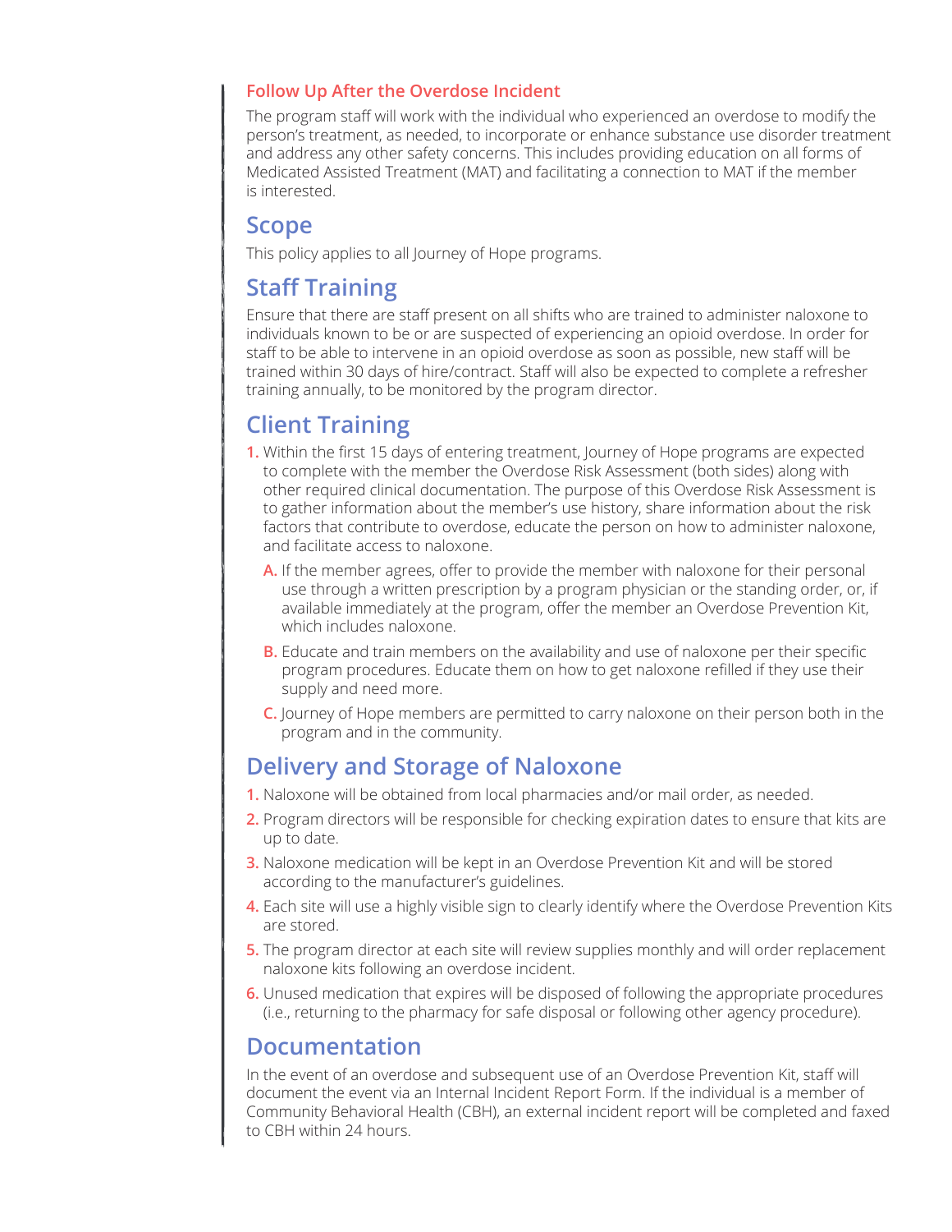### Follow Up After the Overdose Incident

The program staff will work with the individual who experienced an overdose to modify the person's treatment, as needed, to incorporate or enhance substance use disorder treatment and address any other safety concerns. This includes providing education on all forms of Medicated Assisted Treatment (MAT) and facilitating a connection to MAT if the member is interested.

## Scope

This policy applies to all Journey of Hope programs.

## Staff Training

Ensure that there are staff present on all shifts who are trained to administer naloxone to individuals known to be or are suspected of experiencing an opioid overdose. In order for staff to be able to intervene in an opioid overdose as soon as possible, new staff will be trained within 30 days of hire/contract. Staff will also be expected to complete a refresher training annually, to be monitored by the program director.

## Client Training

1. Within the first 15 days of entering treatment, Journey of Hope programs are expected to complete with the member the Overdose Risk Assessment (both sides) along with other required clinical documentation. The purpose of this Overdose Risk Assessment is to gather information about the member's use history, share information about the risk factors that contribute to overdose, educate the person on how to administer naloxone, and facilitate access to naloxone.
   - A. If the member agrees, offer to provide the member with naloxone for their personal use through a written prescription by a program physician or the standing order, or, if available immediately at the program, offer the member an Overdose Prevention Kit, which includes naloxone.
   - B. Educate and train members on the availability and use of naloxone per their specific program procedures. Educate them on how to get naloxone refilled if they use their supply and need more.
   - C. Journey of Hope members are permitted to carry naloxone on their person both in the program and in the community.

## Delivery and Storage of Naloxone

1. Naloxone will be obtained from local pharmacies and/or mail order, as needed.
2. Program directors will be responsible for checking expiration dates to ensure that kits are up to date.
3. Naloxone medication will be kept in an Overdose Prevention Kit and will be stored according to the manufacturer's guidelines.
4. Each site will use a highly visible sign to clearly identify where the Overdose Prevention Kits are stored.
5. The program director at each site will review supplies monthly and will order replacement naloxone kits following an overdose incident.
6. Unused medication that expires will be disposed of following the appropriate procedures (i.e., returning to the pharmacy for safe disposal or following other agency procedure).

## Documentation

In the event of an overdose and subsequent use of an Overdose Prevention Kit, staff will document the event via an Internal Incident Report Form. If the individual is a member of Community Behavioral Health (CBH), an external incident report will be completed and faxed to CBH within 24 hours.